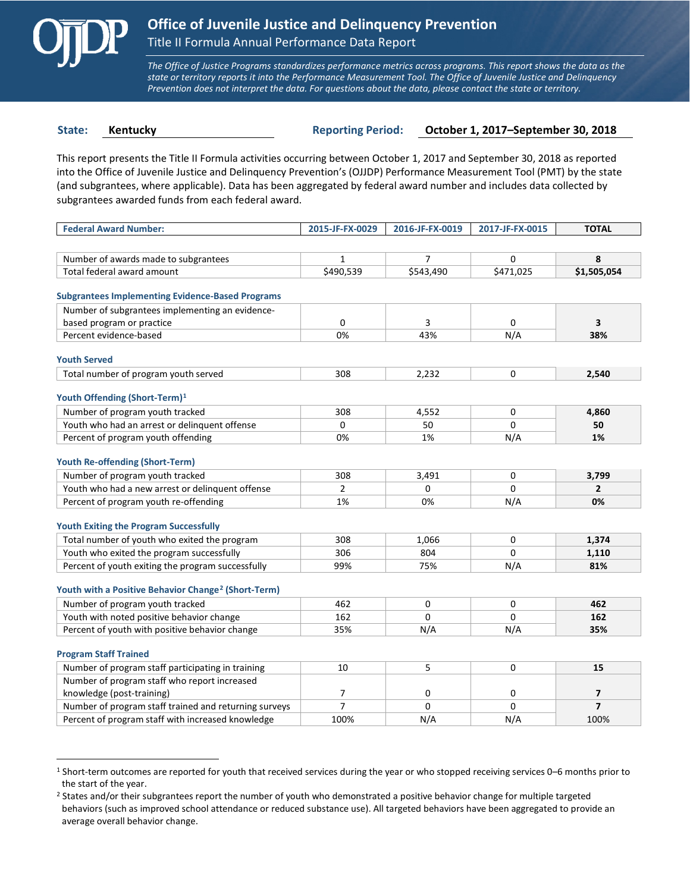# Office of Juvenile Justice and Delinquency Prevention

## Title II Formula Annual Performance Data Report

*The Office of Justice Programs standardizes performance metrics across programs. This report shows the data as the state or territory reports it into the Performance Measurement Tool. The Office of Juvenile Justice and Delinquency Prevention does not interpret the data. For questions about the data, please contact the state or territory.*

**State:** Kentucky **Reporting Period:** October 1, 2017–September 30, 2018

This report presents the Title II Formula activities occurring between October 1, 2017 and September 30, 2018 as reported into the Office of Juvenile Justice and Delinquency Prevention's (OJJDP) Performance Measurement Tool (PMT) by the state (and subgrantees, where applicable). Data has been aggregated by federal award number and includes data collected by subgrantees awarded funds from each federal award.

| Federal Award Number: | 2015-JF-FX-0029 | 2016-JF-FX-0019 | 2017-JF-FX-0015 | TOTAL |
|---|---|---|---|---|
| Number of awards made to subgrantees | 1 | 7 | 0 | **8** |
| Total federal award amount | $490,539 | $543,490 | $471,025 | **$1,505,054** |

### Subgrantees Implementing Evidence-Based Programs

| | 2015-JF-FX-0029 | 2016-JF-FX-0019 | 2017-JF-FX-0015 | TOTAL |
|---|---|---|---|---|
| Number of subgrantees implementing an evidence-based program or practice | 0 | 3 | 0 | **3** |
| Percent evidence-based | 0% | 43% | N/A | **38%** |

### Youth Served

| | 2015-JF-FX-0029 | 2016-JF-FX-0019 | 2017-JF-FX-0015 | TOTAL |
|---|---|---|---|---|
| Total number of program youth served | 308 | 2,232 | 0 | **2,540** |

### Youth Offending (Short-Term)[1]

| | 2015-JF-FX-0029 | 2016-JF-FX-0019 | 2017-JF-FX-0015 | TOTAL |
|---|---|---|---|---|
| Number of program youth tracked | 308 | 4,552 | 0 | **4,860** |
| Youth who had an arrest or delinquent offense | 0 | 50 | 0 | **50** |
| Percent of program youth offending | 0% | 1% | N/A | **1%** |

### Youth Re-offending (Short-Term)

| | 2015-JF-FX-0029 | 2016-JF-FX-0019 | 2017-JF-FX-0015 | TOTAL |
|---|---|---|---|---|
| Number of program youth tracked | 308 | 3,491 | 0 | **3,799** |
| Youth who had a new arrest or delinquent offense | 2 | 0 | 0 | **2** |
| Percent of program youth re-offending | 1% | 0% | N/A | **0%** |

### Youth Exiting the Program Successfully

| | 2015-JF-FX-0029 | 2016-JF-FX-0019 | 2017-JF-FX-0015 | TOTAL |
|---|---|---|---|---|
| Total number of youth who exited the program | 308 | 1,066 | 0 | **1,374** |
| Youth who exited the program successfully | 306 | 804 | 0 | **1,110** |
| Percent of youth exiting the program successfully | 99% | 75% | N/A | **81%** |

### Youth with a Positive Behavior Change[2] (Short-Term)

| | 2015-JF-FX-0029 | 2016-JF-FX-0019 | 2017-JF-FX-0015 | TOTAL |
|---|---|---|---|---|
| Number of program youth tracked | 462 | 0 | 0 | **462** |
| Youth with noted positive behavior change | 162 | 0 | 0 | **162** |
| Percent of youth with positive behavior change | 35% | N/A | N/A | **35%** |

### Program Staff Trained

| | 2015-JF-FX-0029 | 2016-JF-FX-0019 | 2017-JF-FX-0015 | TOTAL |
|---|---|---|---|---|
| Number of program staff participating in training | 10 | 5 | 0 | **15** |
| Number of program staff who report increased knowledge (post-training) | 7 | 0 | 0 | **7** |
| Number of program staff trained and returning surveys | 7 | 0 | 0 | **7** |
| Percent of program staff with increased knowledge | 100% | N/A | N/A | 100% |

---

[1] Short-term outcomes are reported for youth that received services during the year or who stopped receiving services 0–6 months prior to the start of the year.

[2] States and/or their subgrantees report the number of youth who demonstrated a positive behavior change for multiple targeted behaviors (such as improved school attendance or reduced substance use). All targeted behaviors have been aggregated to provide an average overall behavior change.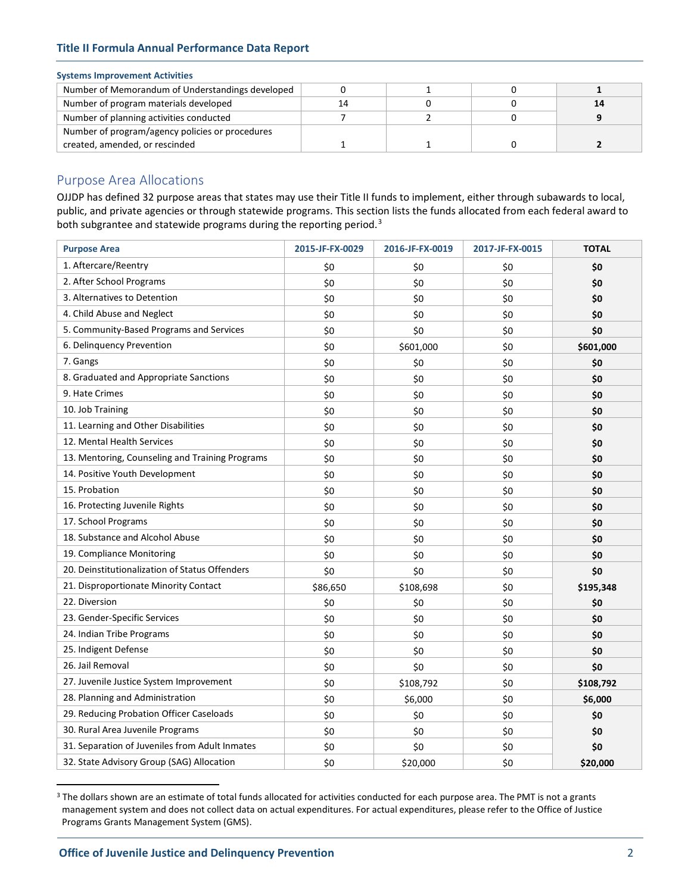**Systems Improvement Activities**

| | | | | |
|---|---|---|---|---|
| Number of Memorandum of Understandings developed | 0 | 1 | 0 | **1** |
| Number of program materials developed | 14 | 0 | 0 | **14** |
| Number of planning activities conducted | 7 | 2 | 0 | **9** |
| Number of program/agency policies or procedures created, amended, or rescinded | 1 | 1 | 0 | **2** |

## Purpose Area Allocations

OJJDP has defined 32 purpose areas that states may use their Title II funds to implement, either through subawards to local, public, and private agencies or through statewide programs. This section lists the funds allocated from each federal award to both subgrantee and statewide programs during the reporting period.[3]

| Purpose Area | 2015-JF-FX-0029 | 2016-JF-FX-0019 | 2017-JF-FX-0015 | TOTAL |
|---|---|---|---|---|
| 1. Aftercare/Reentry | $0 | $0 | $0 | **$0** |
| 2. After School Programs | $0 | $0 | $0 | **$0** |
| 3. Alternatives to Detention | $0 | $0 | $0 | **$0** |
| 4. Child Abuse and Neglect | $0 | $0 | $0 | **$0** |
| 5. Community-Based Programs and Services | $0 | $0 | $0 | **$0** |
| 6. Delinquency Prevention | $0 | $601,000 | $0 | **$601,000** |
| 7. Gangs | $0 | $0 | $0 | **$0** |
| 8. Graduated and Appropriate Sanctions | $0 | $0 | $0 | **$0** |
| 9. Hate Crimes | $0 | $0 | $0 | **$0** |
| 10. Job Training | $0 | $0 | $0 | **$0** |
| 11. Learning and Other Disabilities | $0 | $0 | $0 | **$0** |
| 12. Mental Health Services | $0 | $0 | $0 | **$0** |
| 13. Mentoring, Counseling and Training Programs | $0 | $0 | $0 | **$0** |
| 14. Positive Youth Development | $0 | $0 | $0 | **$0** |
| 15. Probation | $0 | $0 | $0 | **$0** |
| 16. Protecting Juvenile Rights | $0 | $0 | $0 | **$0** |
| 17. School Programs | $0 | $0 | $0 | **$0** |
| 18. Substance and Alcohol Abuse | $0 | $0 | $0 | **$0** |
| 19. Compliance Monitoring | $0 | $0 | $0 | **$0** |
| 20. Deinstitutionalization of Status Offenders | $0 | $0 | $0 | **$0** |
| 21. Disproportionate Minority Contact | $86,650 | $108,698 | $0 | **$195,348** |
| 22. Diversion | $0 | $0 | $0 | **$0** |
| 23. Gender-Specific Services | $0 | $0 | $0 | **$0** |
| 24. Indian Tribe Programs | $0 | $0 | $0 | **$0** |
| 25. Indigent Defense | $0 | $0 | $0 | **$0** |
| 26. Jail Removal | $0 | $0 | $0 | **$0** |
| 27. Juvenile Justice System Improvement | $0 | $108,792 | $0 | **$108,792** |
| 28. Planning and Administration | $0 | $6,000 | $0 | **$6,000** |
| 29. Reducing Probation Officer Caseloads | $0 | $0 | $0 | **$0** |
| 30. Rural Area Juvenile Programs | $0 | $0 | $0 | **$0** |
| 31. Separation of Juveniles from Adult Inmates | $0 | $0 | $0 | **$0** |
| 32. State Advisory Group (SAG) Allocation | $0 | $20,000 | $0 | **$20,000** |

[3] The dollars shown are an estimate of total funds allocated for activities conducted for each purpose area. The PMT is not a grants management system and does not collect data on actual expenditures. For actual expenditures, please refer to the Office of Justice Programs Grants Management System (GMS).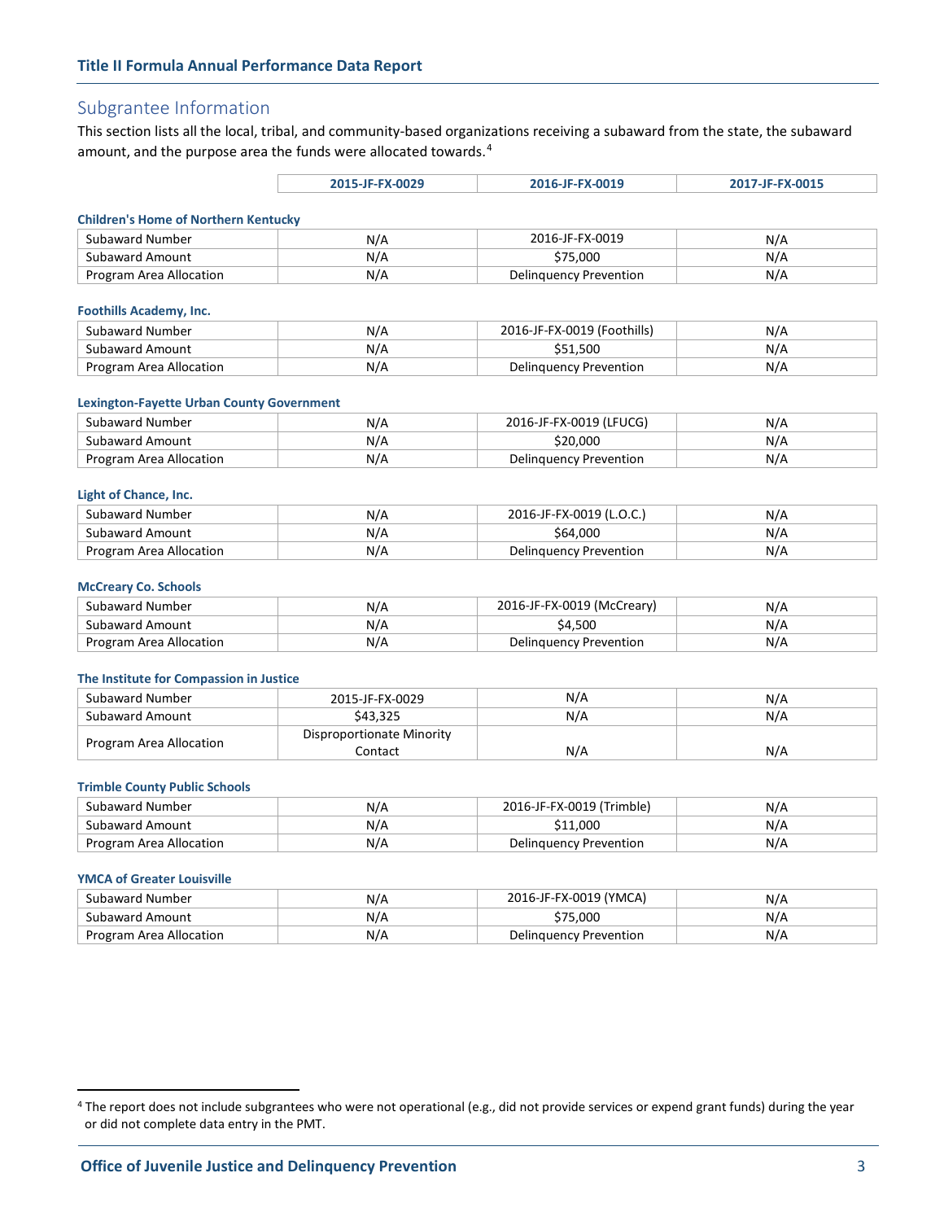## Subgrantee Information

This section lists all the local, tribal, and community-based organizations receiving a subaward from the state, the subaward amount, and the purpose area the funds were allocated towards.[4]

| | 2015-JF-FX-0029 | 2016-JF-FX-0019 | 2017-JF-FX-0015 |
|---|---|---|---|

#### Children's Home of Northern Kentucky

| | | | |
|---|---|---|---|
| Subaward Number | N/A | 2016-JF-FX-0019 | N/A |
| Subaward Amount | N/A | $75,000 | N/A |
| Program Area Allocation | N/A | Delinquency Prevention | N/A |

#### Foothills Academy, Inc.

| | | | |
|---|---|---|---|
| Subaward Number | N/A | 2016-JF-FX-0019 (Foothills) | N/A |
| Subaward Amount | N/A | $51,500 | N/A |
| Program Area Allocation | N/A | Delinquency Prevention | N/A |

#### Lexington-Fayette Urban County Government

| | | | |
|---|---|---|---|
| Subaward Number | N/A | 2016-JF-FX-0019 (LFUCG) | N/A |
| Subaward Amount | N/A | $20,000 | N/A |
| Program Area Allocation | N/A | Delinquency Prevention | N/A |

#### Light of Chance, Inc.

| | | | |
|---|---|---|---|
| Subaward Number | N/A | 2016-JF-FX-0019 (L.O.C.) | N/A |
| Subaward Amount | N/A | $64,000 | N/A |
| Program Area Allocation | N/A | Delinquency Prevention | N/A |

#### McCreary Co. Schools

| | | | |
|---|---|---|---|
| Subaward Number | N/A | 2016-JF-FX-0019 (McCreary) | N/A |
| Subaward Amount | N/A | $4,500 | N/A |
| Program Area Allocation | N/A | Delinquency Prevention | N/A |

#### The Institute for Compassion in Justice

| | | | |
|---|---|---|---|
| Subaward Number | 2015-JF-FX-0029 | N/A | N/A |
| Subaward Amount | $43,325 | N/A | N/A |
| Program Area Allocation | Disproportionate Minority Contact | N/A | N/A |

#### Trimble County Public Schools

| | | | |
|---|---|---|---|
| Subaward Number | N/A | 2016-JF-FX-0019 (Trimble) | N/A |
| Subaward Amount | N/A | $11,000 | N/A |
| Program Area Allocation | N/A | Delinquency Prevention | N/A |

#### YMCA of Greater Louisville

| | | | |
|---|---|---|---|
| Subaward Number | N/A | 2016-JF-FX-0019 (YMCA) | N/A |
| Subaward Amount | N/A | $75,000 | N/A |
| Program Area Allocation | N/A | Delinquency Prevention | N/A |

[4] The report does not include subgrantees who were not operational (e.g., did not provide services or expend grant funds) during the year or did not complete data entry in the PMT.